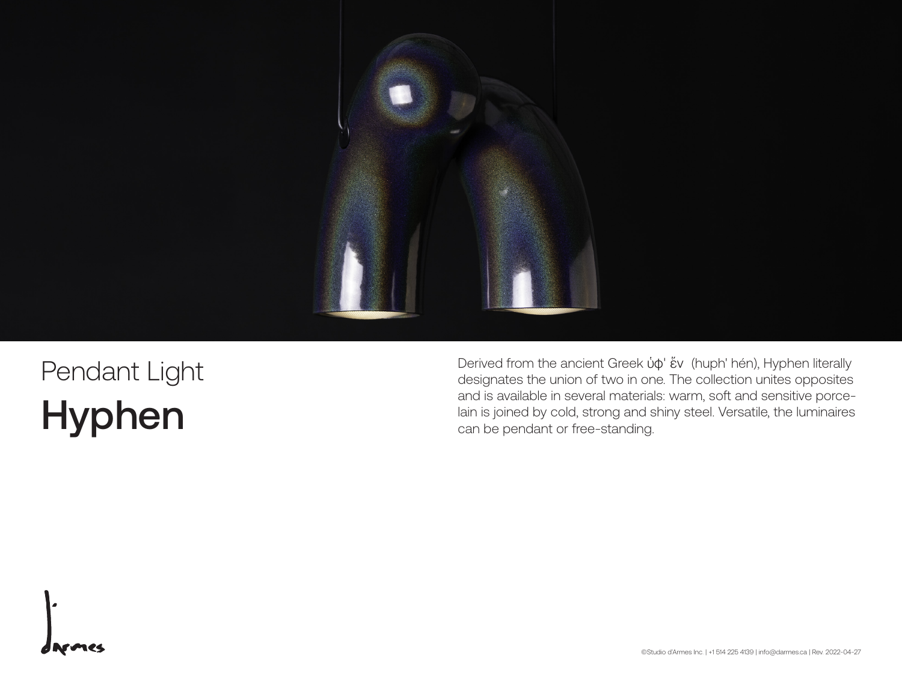Pendant Light

# Hyphen

Derived from the ancient Greek ὑφ' ἕν (huph' hén), Hyphen literally designates the union of two in one. The collection unites opposites and is available in several materials: warm, soft and sensitive porcelain is joined by cold, strong and shiny steel. Versatile, the luminaires can be pendant or free-standing.

©Studio d'Armes Inc. | +1 514 225 4139 | info@darmes.ca | Rev. 2022-04-27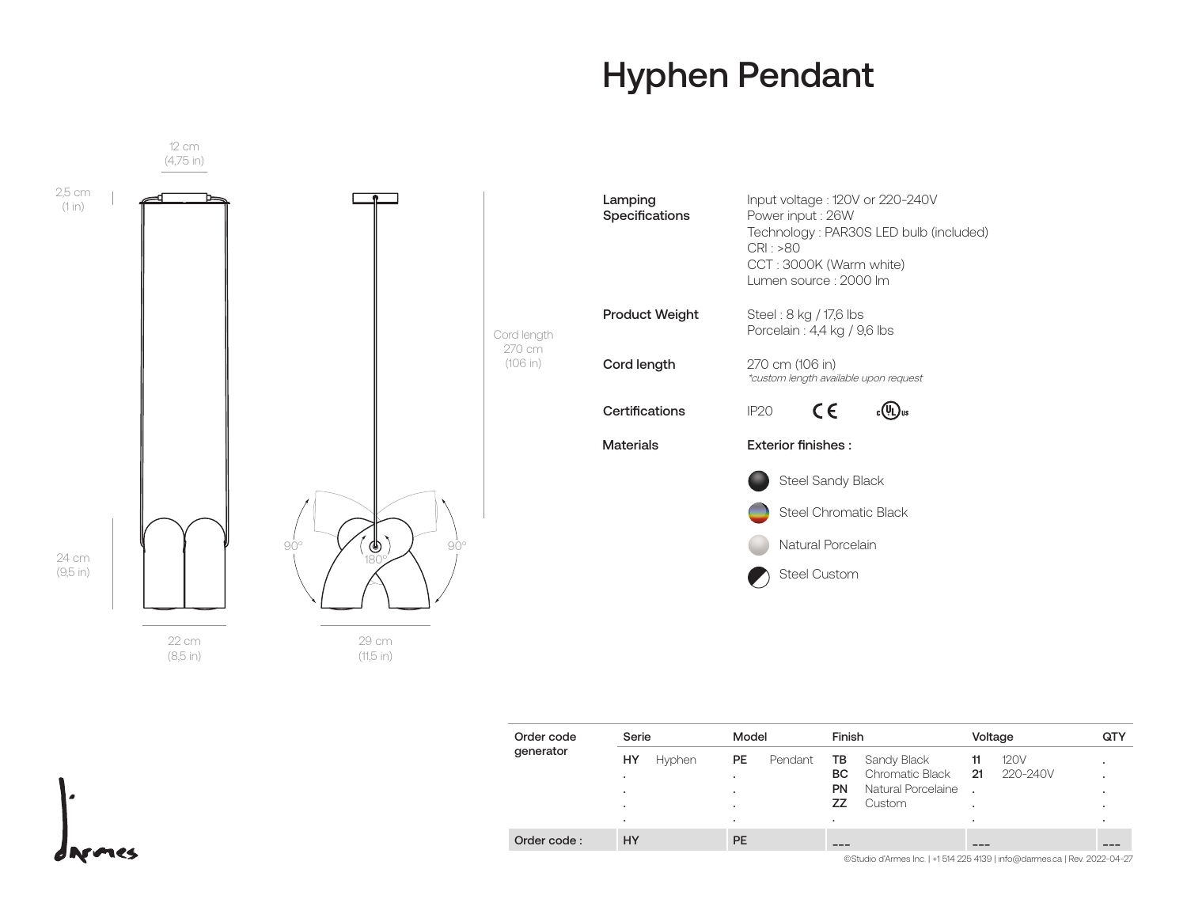# Hyphen Pendant

12 cm
(4,75 in)

2,5 cm
(1 in)

24 cm
(9,5 in)

22 cm
(8,5 in)

90°

180°

90°

29 cm
(11,5 in)

Cord length
270 cm
(106 in)

| | |
|---|---|
| **Lamping Specifications** | Input voltage : 120V or 220-240V<br>Power input : 26W<br>Technology : PAR30S LED bulb (included)<br>CRI : >80<br>CCT : 3000K (Warm white)<br>Lumen source : 2000 lm |
| **Product Weight** | Steel : 8 kg / 17,6 lbs<br>Porcelain : 4,4 kg / 9,6 lbs |
| **Cord length** | 270 cm (106 in)<br>*\*custom length available upon request* |
| **Certifications** | IP20 CE cULus |
| **Materials** | **Exterior finishes :**<br>Steel Sandy Black<br>Steel Chromatic Black<br>Natural Porcelain<br>Steel Custom |

| Order code generator | Serie | | Model | | Finish | | Voltage | | QTY |
|---|---|---|---|---|---|---|---|---|---|
| | HY | Hyphen | PE | Pendant | TB | Sandy Black | 11 | 120V | . |
| | . | | . | | BC | Chromatic Black | 21 | 220-240V | . |
| | . | | . | | PN | Natural Porcelaine | . | | . |
| | . | | . | | ZZ | Custom | . | | . |
| | . | | . | | . | | . | | . |
| **Order code :** | HY | | PE | | --- | | --- | | --- |

©Studio d'Armes Inc. | +1 514 225 4139 | info@darmes.ca | Rev. 2022-04-27